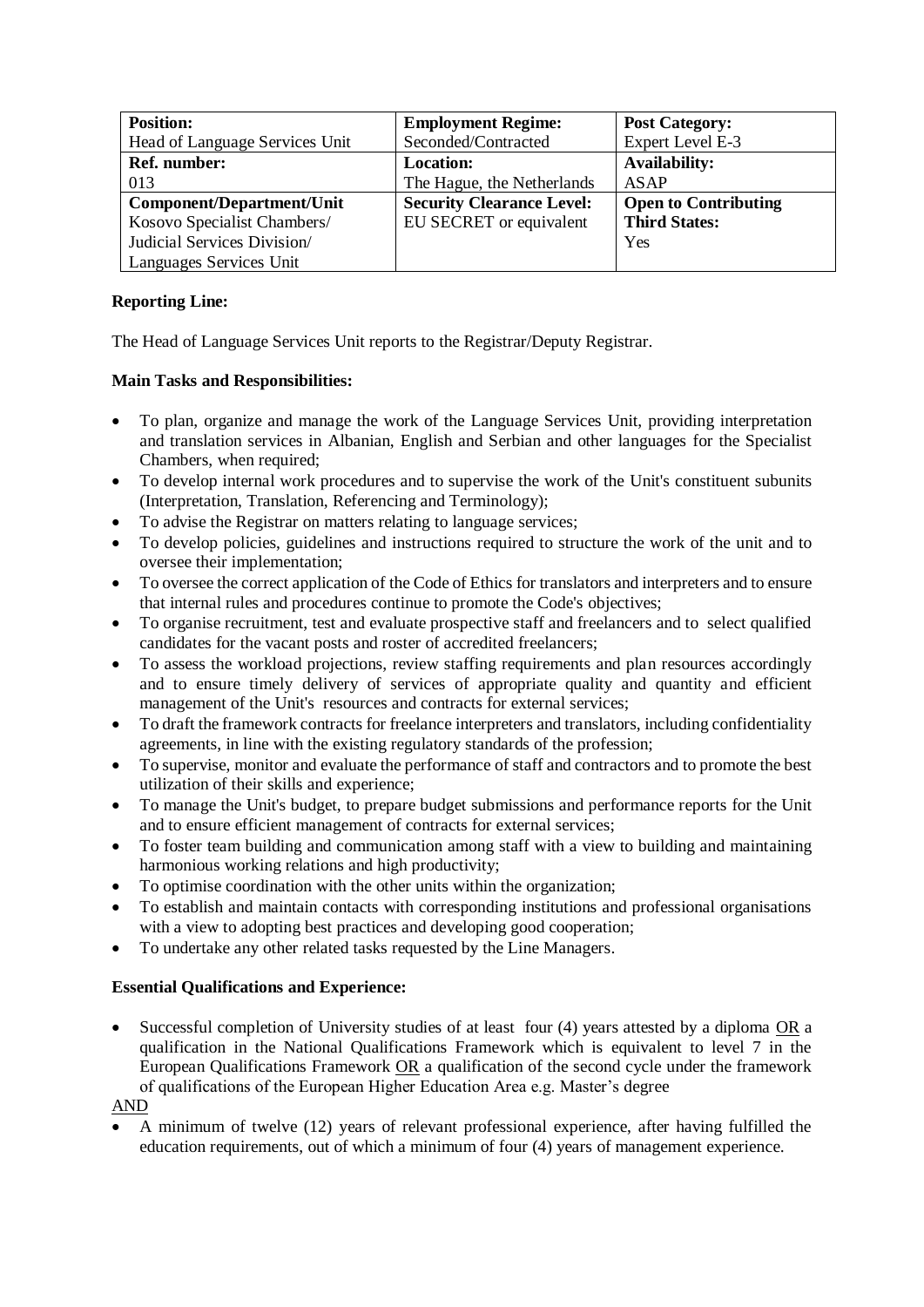| **Position:** Head of Language Services Unit | **Employment Regime:** Seconded/Contracted | **Post Category:** Expert Level E-3 |
| --- | --- | --- |
| **Ref. number:** 013 | **Location:** The Hague, the Netherlands | **Availability:** ASAP |
| **Component/Department/Unit** Kosovo Specialist Chambers/ Judicial Services Division/ Languages Services Unit | **Security Clearance Level:** EU SECRET or equivalent | **Open to Contributing Third States:** Yes |

**Reporting Line:**

The Head of Language Services Unit reports to the Registrar/Deputy Registrar.

**Main Tasks and Responsibilities:**

- To plan, organize and manage the work of the Language Services Unit, providing interpretation and translation services in Albanian, English and Serbian and other languages for the Specialist Chambers, when required;
- To develop internal work procedures and to supervise the work of the Unit's constituent subunits (Interpretation, Translation, Referencing and Terminology);
- To advise the Registrar on matters relating to language services;
- To develop policies, guidelines and instructions required to structure the work of the unit and to oversee their implementation;
- To oversee the correct application of the Code of Ethics for translators and interpreters and to ensure that internal rules and procedures continue to promote the Code's objectives;
- To organise recruitment, test and evaluate prospective staff and freelancers and to select qualified candidates for the vacant posts and roster of accredited freelancers;
- To assess the workload projections, review staffing requirements and plan resources accordingly and to ensure timely delivery of services of appropriate quality and quantity and efficient management of the Unit's resources and contracts for external services;
- To draft the framework contracts for freelance interpreters and translators, including confidentiality agreements, in line with the existing regulatory standards of the profession;
- To supervise, monitor and evaluate the performance of staff and contractors and to promote the best utilization of their skills and experience;
- To manage the Unit's budget, to prepare budget submissions and performance reports for the Unit and to ensure efficient management of contracts for external services;
- To foster team building and communication among staff with a view to building and maintaining harmonious working relations and high productivity;
- To optimise coordination with the other units within the organization;
- To establish and maintain contacts with corresponding institutions and professional organisations with a view to adopting best practices and developing good cooperation;
- To undertake any other related tasks requested by the Line Managers.

**Essential Qualifications and Experience:**

- Successful completion of University studies of at least four (4) years attested by a diploma OR a qualification in the National Qualifications Framework which is equivalent to level 7 in the European Qualifications Framework OR a qualification of the second cycle under the framework of qualifications of the European Higher Education Area e.g. Master's degree

AND

- A minimum of twelve (12) years of relevant professional experience, after having fulfilled the education requirements, out of which a minimum of four (4) years of management experience.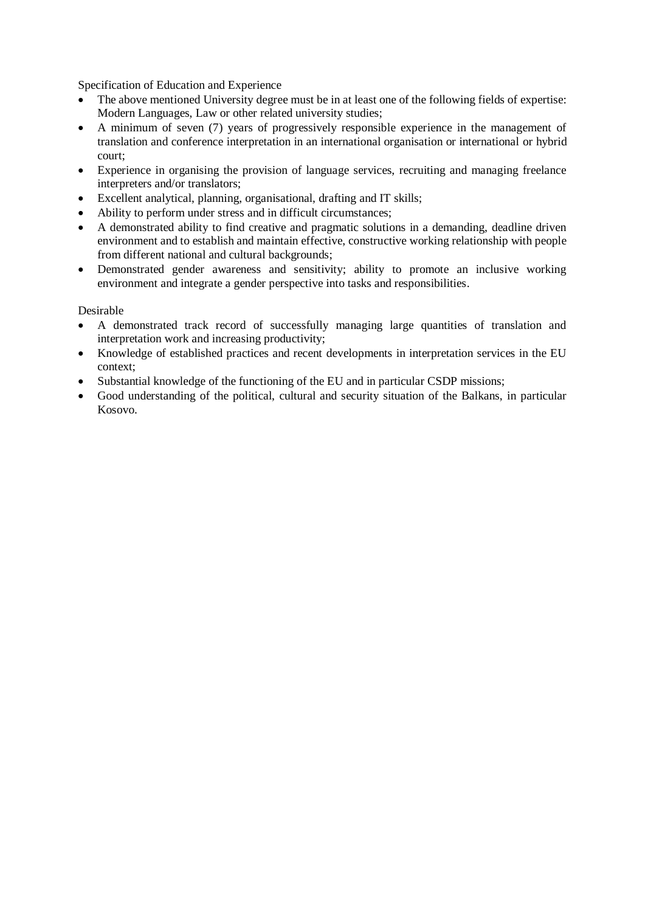Specification of Education and Experience

- The above mentioned University degree must be in at least one of the following fields of expertise: Modern Languages, Law or other related university studies;
- A minimum of seven (7) years of progressively responsible experience in the management of translation and conference interpretation in an international organisation or international or hybrid court;
- Experience in organising the provision of language services, recruiting and managing freelance interpreters and/or translators;
- Excellent analytical, planning, organisational, drafting and IT skills;
- Ability to perform under stress and in difficult circumstances;
- A demonstrated ability to find creative and pragmatic solutions in a demanding, deadline driven environment and to establish and maintain effective, constructive working relationship with people from different national and cultural backgrounds;
- Demonstrated gender awareness and sensitivity; ability to promote an inclusive working environment and integrate a gender perspective into tasks and responsibilities.

Desirable

- A demonstrated track record of successfully managing large quantities of translation and interpretation work and increasing productivity;
- Knowledge of established practices and recent developments in interpretation services in the EU context;
- Substantial knowledge of the functioning of the EU and in particular CSDP missions;
- Good understanding of the political, cultural and security situation of the Balkans, in particular Kosovo.